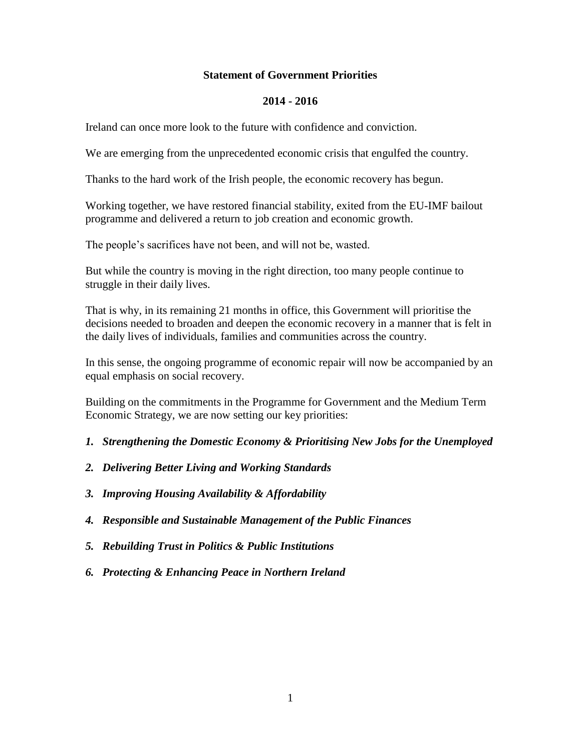# Statement of Government Priorities

## 2014 - 2016

Ireland can once more look to the future with confidence and conviction.

We are emerging from the unprecedented economic crisis that engulfed the country.

Thanks to the hard work of the Irish people, the economic recovery has begun.

Working together, we have restored financial stability, exited from the EU-IMF bailout programme and delivered a return to job creation and economic growth.

The people's sacrifices have not been, and will not be, wasted.

But while the country is moving in the right direction, too many people continue to struggle in their daily lives.

That is why, in its remaining 21 months in office, this Government will prioritise the decisions needed to broaden and deepen the economic recovery in a manner that is felt in the daily lives of individuals, families and communities across the country.

In this sense, the ongoing programme of economic repair will now be accompanied by an equal emphasis on social recovery.

Building on the commitments in the Programme for Government and the Medium Term Economic Strategy, we are now setting our key priorities:

1. ***Strengthening the Domestic Economy & Prioritising New Jobs for the Unemployed***
2. ***Delivering Better Living and Working Standards***
3. ***Improving Housing Availability & Affordability***
4. ***Responsible and Sustainable Management of the Public Finances***
5. ***Rebuilding Trust in Politics & Public Institutions***
6. ***Protecting & Enhancing Peace in Northern Ireland***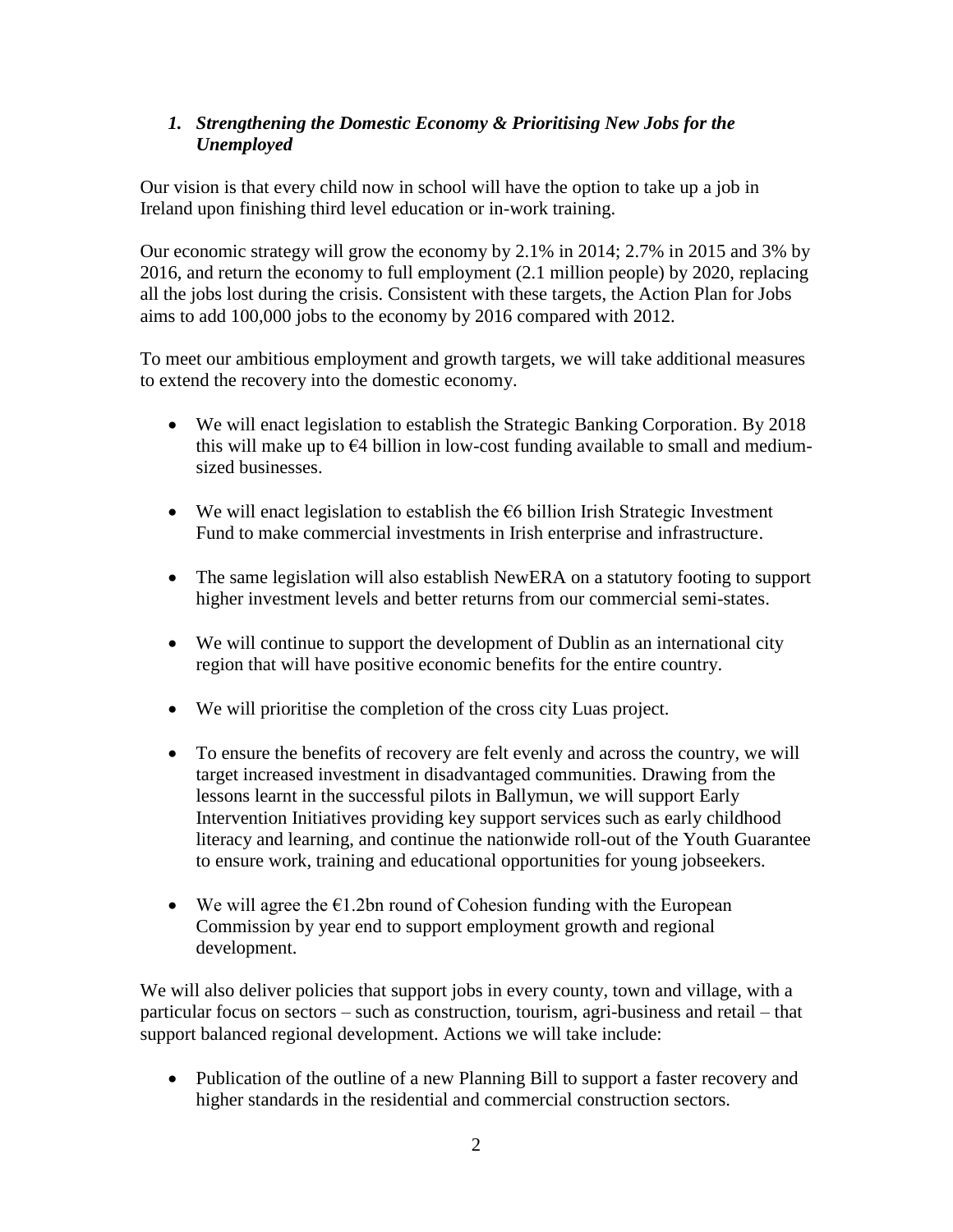## *1. Strengthening the Domestic Economy & Prioritising New Jobs for the Unemployed*

Our vision is that every child now in school will have the option to take up a job in Ireland upon finishing third level education or in-work training.

Our economic strategy will grow the economy by 2.1% in 2014; 2.7% in 2015 and 3% by 2016, and return the economy to full employment (2.1 million people) by 2020, replacing all the jobs lost during the crisis. Consistent with these targets, the Action Plan for Jobs aims to add 100,000 jobs to the economy by 2016 compared with 2012.

To meet our ambitious employment and growth targets, we will take additional measures to extend the recovery into the domestic economy.

- We will enact legislation to establish the Strategic Banking Corporation. By 2018 this will make up to €4 billion in low-cost funding available to small and medium-sized businesses.
- We will enact legislation to establish the €6 billion Irish Strategic Investment Fund to make commercial investments in Irish enterprise and infrastructure.
- The same legislation will also establish NewERA on a statutory footing to support higher investment levels and better returns from our commercial semi-states.
- We will continue to support the development of Dublin as an international city region that will have positive economic benefits for the entire country.
- We will prioritise the completion of the cross city Luas project.
- To ensure the benefits of recovery are felt evenly and across the country, we will target increased investment in disadvantaged communities. Drawing from the lessons learnt in the successful pilots in Ballymun, we will support Early Intervention Initiatives providing key support services such as early childhood literacy and learning, and continue the nationwide roll-out of the Youth Guarantee to ensure work, training and educational opportunities for young jobseekers.
- We will agree the €1.2bn round of Cohesion funding with the European Commission by year end to support employment growth and regional development.

We will also deliver policies that support jobs in every county, town and village, with a particular focus on sectors – such as construction, tourism, agri-business and retail – that support balanced regional development. Actions we will take include:

- Publication of the outline of a new Planning Bill to support a faster recovery and higher standards in the residential and commercial construction sectors.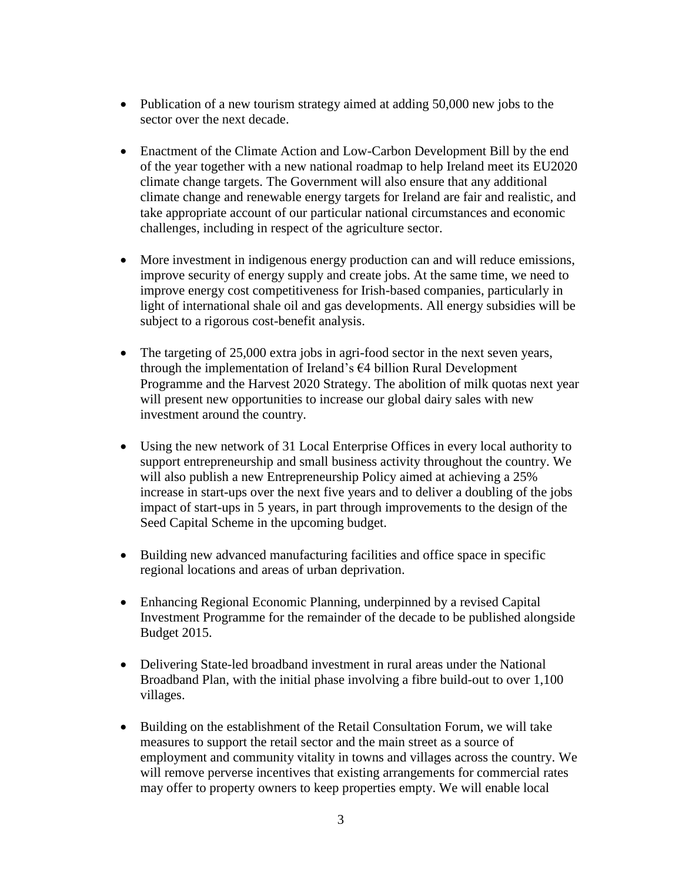- Publication of a new tourism strategy aimed at adding 50,000 new jobs to the sector over the next decade.

- Enactment of the Climate Action and Low-Carbon Development Bill by the end of the year together with a new national roadmap to help Ireland meet its EU2020 climate change targets. The Government will also ensure that any additional climate change and renewable energy targets for Ireland are fair and realistic, and take appropriate account of our particular national circumstances and economic challenges, including in respect of the agriculture sector.

- More investment in indigenous energy production can and will reduce emissions, improve security of energy supply and create jobs. At the same time, we need to improve energy cost competitiveness for Irish-based companies, particularly in light of international shale oil and gas developments. All energy subsidies will be subject to a rigorous cost-benefit analysis.

- The targeting of 25,000 extra jobs in agri-food sector in the next seven years, through the implementation of Ireland's €4 billion Rural Development Programme and the Harvest 2020 Strategy. The abolition of milk quotas next year will present new opportunities to increase our global dairy sales with new investment around the country.

- Using the new network of 31 Local Enterprise Offices in every local authority to support entrepreneurship and small business activity throughout the country. We will also publish a new Entrepreneurship Policy aimed at achieving a 25% increase in start-ups over the next five years and to deliver a doubling of the jobs impact of start-ups in 5 years, in part through improvements to the design of the Seed Capital Scheme in the upcoming budget.

- Building new advanced manufacturing facilities and office space in specific regional locations and areas of urban deprivation.

- Enhancing Regional Economic Planning, underpinned by a revised Capital Investment Programme for the remainder of the decade to be published alongside Budget 2015.

- Delivering State-led broadband investment in rural areas under the National Broadband Plan, with the initial phase involving a fibre build-out to over 1,100 villages.

- Building on the establishment of the Retail Consultation Forum, we will take measures to support the retail sector and the main street as a source of employment and community vitality in towns and villages across the country. We will remove perverse incentives that existing arrangements for commercial rates may offer to property owners to keep properties empty. We will enable local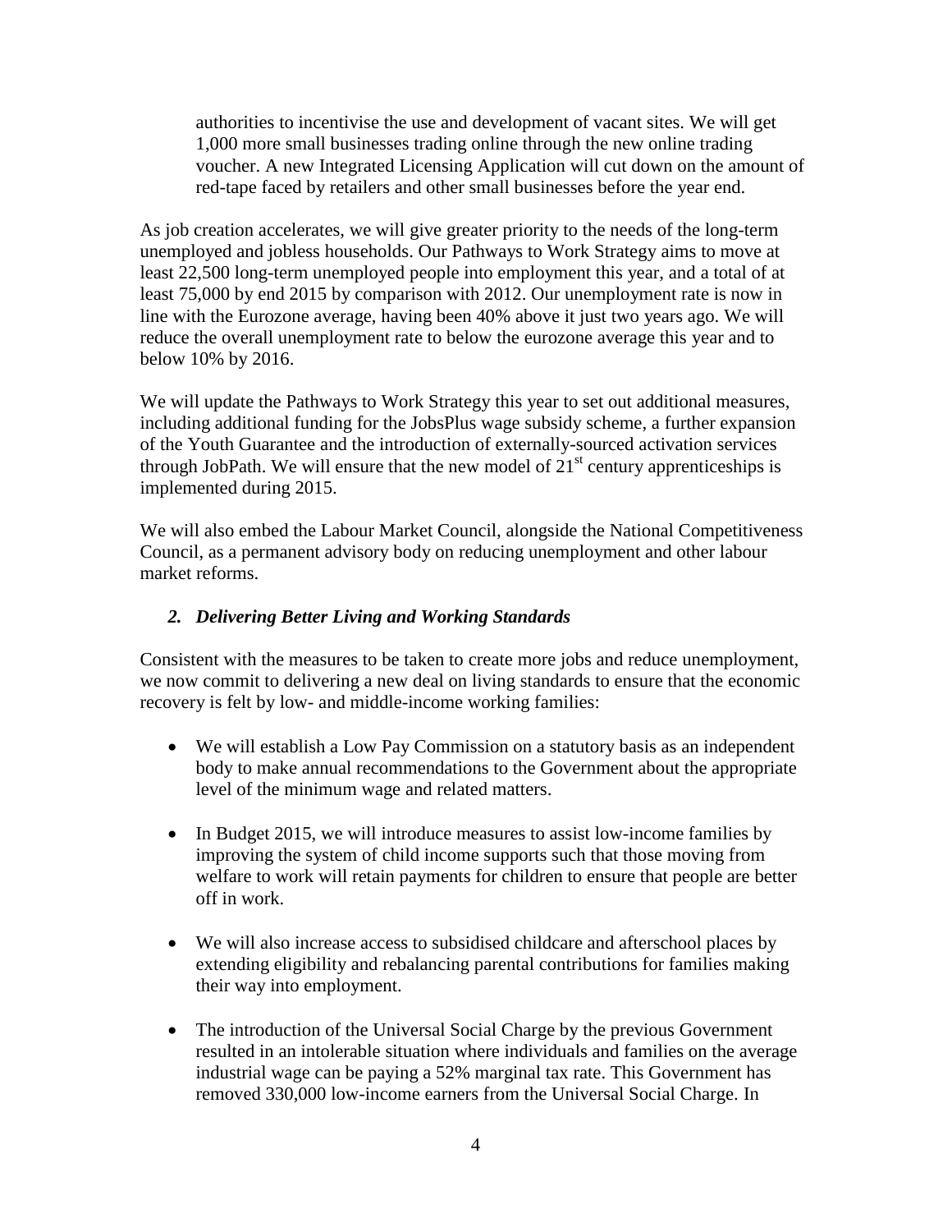authorities to incentivise the use and development of vacant sites. We will get 1,000 more small businesses trading online through the new online trading voucher. A new Integrated Licensing Application will cut down on the amount of red-tape faced by retailers and other small businesses before the year end.

As job creation accelerates, we will give greater priority to the needs of the long-term unemployed and jobless households. Our Pathways to Work Strategy aims to move at least 22,500 long-term unemployed people into employment this year, and a total of at least 75,000 by end 2015 by comparison with 2012. Our unemployment rate is now in line with the Eurozone average, having been 40% above it just two years ago. We will reduce the overall unemployment rate to below the eurozone average this year and to below 10% by 2016.

We will update the Pathways to Work Strategy this year to set out additional measures, including additional funding for the JobsPlus wage subsidy scheme, a further expansion of the Youth Guarantee and the introduction of externally-sourced activation services through JobPath. We will ensure that the new model of 21st century apprenticeships is implemented during 2015.

We will also embed the Labour Market Council, alongside the National Competitiveness Council, as a permanent advisory body on reducing unemployment and other labour market reforms.

### *2. Delivering Better Living and Working Standards*

Consistent with the measures to be taken to create more jobs and reduce unemployment, we now commit to delivering a new deal on living standards to ensure that the economic recovery is felt by low- and middle-income working families:

- We will establish a Low Pay Commission on a statutory basis as an independent body to make annual recommendations to the Government about the appropriate level of the minimum wage and related matters.

- In Budget 2015, we will introduce measures to assist low-income families by improving the system of child income supports such that those moving from welfare to work will retain payments for children to ensure that people are better off in work.

- We will also increase access to subsidised childcare and afterschool places by extending eligibility and rebalancing parental contributions for families making their way into employment.

- The introduction of the Universal Social Charge by the previous Government resulted in an intolerable situation where individuals and families on the average industrial wage can be paying a 52% marginal tax rate. This Government has removed 330,000 low-income earners from the Universal Social Charge. In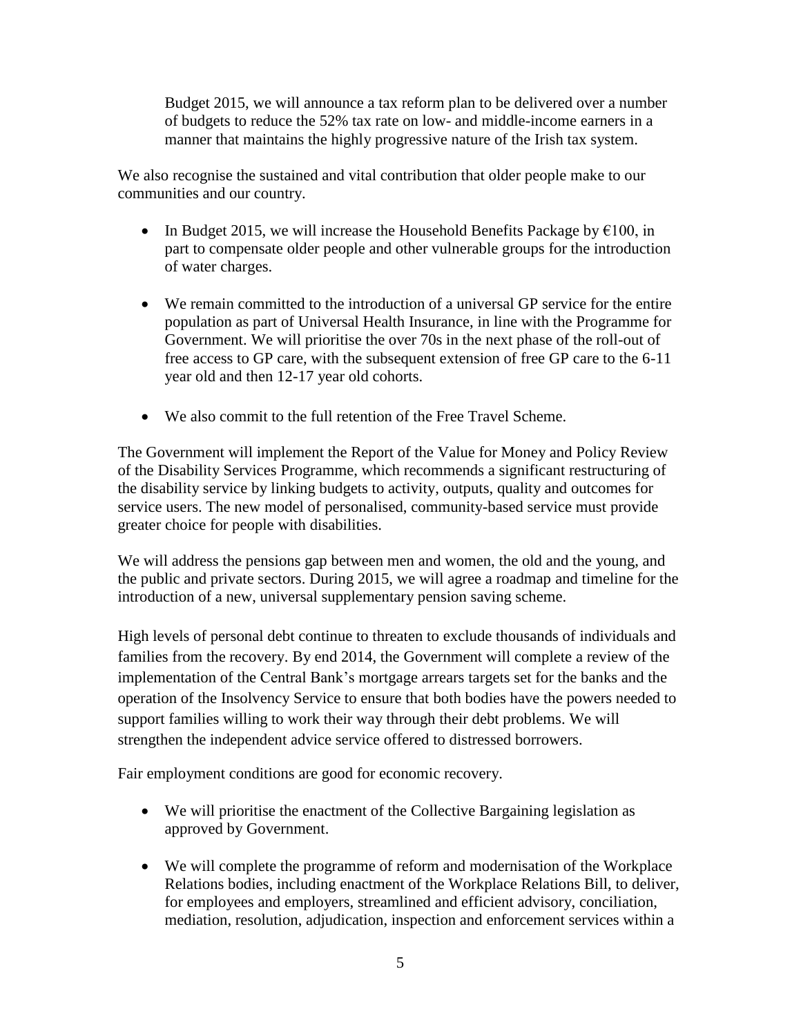Budget 2015, we will announce a tax reform plan to be delivered over a number of budgets to reduce the 52% tax rate on low- and middle-income earners in a manner that maintains the highly progressive nature of the Irish tax system.

We also recognise the sustained and vital contribution that older people make to our communities and our country.

- In Budget 2015, we will increase the Household Benefits Package by €100, in part to compensate older people and other vulnerable groups for the introduction of water charges.
- We remain committed to the introduction of a universal GP service for the entire population as part of Universal Health Insurance, in line with the Programme for Government. We will prioritise the over 70s in the next phase of the roll-out of free access to GP care, with the subsequent extension of free GP care to the 6-11 year old and then 12-17 year old cohorts.
- We also commit to the full retention of the Free Travel Scheme.

The Government will implement the Report of the Value for Money and Policy Review of the Disability Services Programme, which recommends a significant restructuring of the disability service by linking budgets to activity, outputs, quality and outcomes for service users. The new model of personalised, community-based service must provide greater choice for people with disabilities.

We will address the pensions gap between men and women, the old and the young, and the public and private sectors. During 2015, we will agree a roadmap and timeline for the introduction of a new, universal supplementary pension saving scheme.

High levels of personal debt continue to threaten to exclude thousands of individuals and families from the recovery. By end 2014, the Government will complete a review of the implementation of the Central Bank's mortgage arrears targets set for the banks and the operation of the Insolvency Service to ensure that both bodies have the powers needed to support families willing to work their way through their debt problems. We will strengthen the independent advice service offered to distressed borrowers.

Fair employment conditions are good for economic recovery.

- We will prioritise the enactment of the Collective Bargaining legislation as approved by Government.
- We will complete the programme of reform and modernisation of the Workplace Relations bodies, including enactment of the Workplace Relations Bill, to deliver, for employees and employers, streamlined and efficient advisory, conciliation, mediation, resolution, adjudication, inspection and enforcement services within a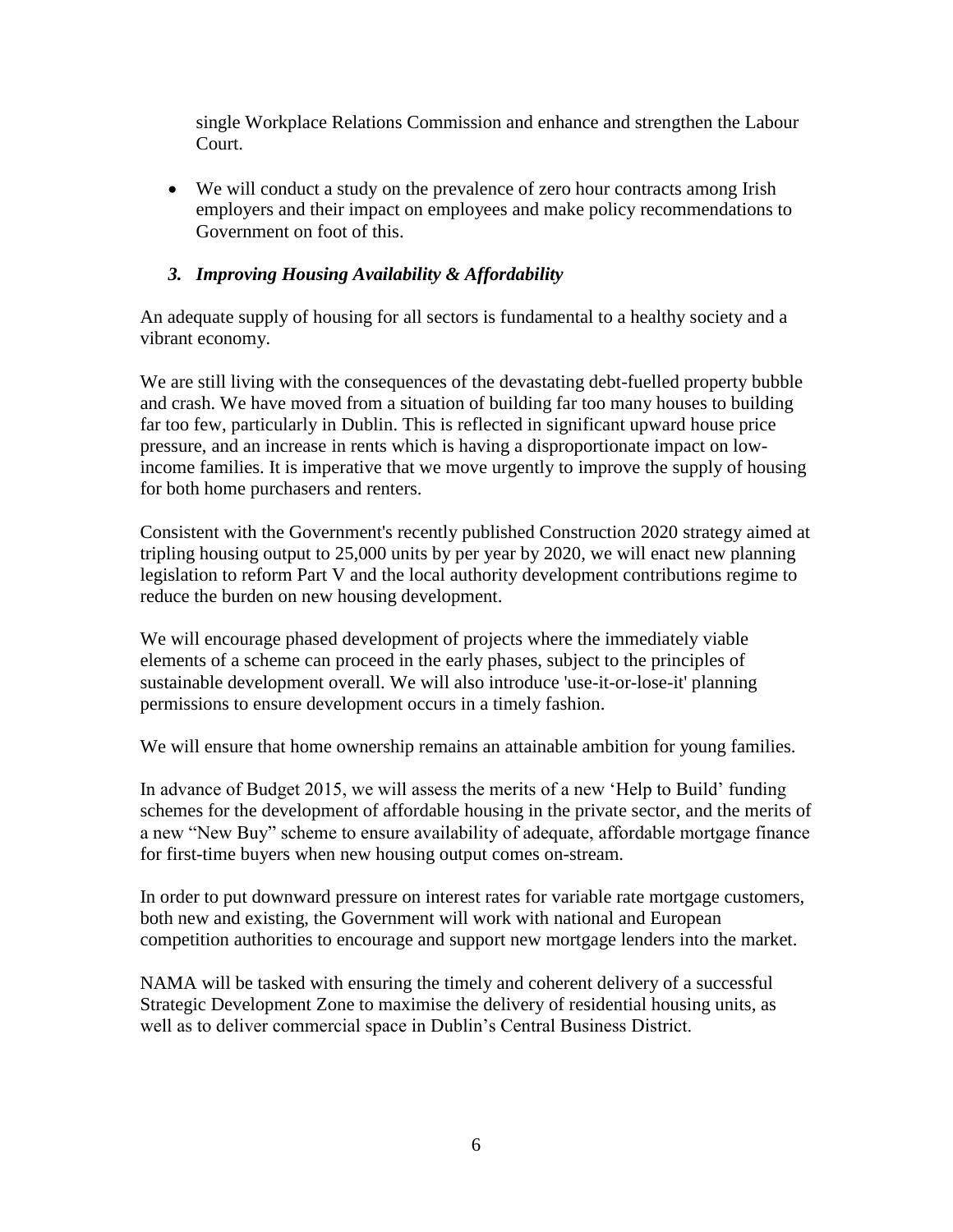single Workplace Relations Commission and enhance and strengthen the Labour Court.

- We will conduct a study on the prevalence of zero hour contracts among Irish employers and their impact on employees and make policy recommendations to Government on foot of this.

### *3. Improving Housing Availability & Affordability*

An adequate supply of housing for all sectors is fundamental to a healthy society and a vibrant economy.

We are still living with the consequences of the devastating debt-fuelled property bubble and crash. We have moved from a situation of building far too many houses to building far too few, particularly in Dublin. This is reflected in significant upward house price pressure, and an increase in rents which is having a disproportionate impact on low-income families. It is imperative that we move urgently to improve the supply of housing for both home purchasers and renters.

Consistent with the Government's recently published Construction 2020 strategy aimed at tripling housing output to 25,000 units by per year by 2020, we will enact new planning legislation to reform Part V and the local authority development contributions regime to reduce the burden on new housing development.

We will encourage phased development of projects where the immediately viable elements of a scheme can proceed in the early phases, subject to the principles of sustainable development overall. We will also introduce 'use-it-or-lose-it' planning permissions to ensure development occurs in a timely fashion.

We will ensure that home ownership remains an attainable ambition for young families.

In advance of Budget 2015, we will assess the merits of a new 'Help to Build' funding schemes for the development of affordable housing in the private sector, and the merits of a new "New Buy" scheme to ensure availability of adequate, affordable mortgage finance for first-time buyers when new housing output comes on-stream.

In order to put downward pressure on interest rates for variable rate mortgage customers, both new and existing, the Government will work with national and European competition authorities to encourage and support new mortgage lenders into the market.

NAMA will be tasked with ensuring the timely and coherent delivery of a successful Strategic Development Zone to maximise the delivery of residential housing units, as well as to deliver commercial space in Dublin's Central Business District.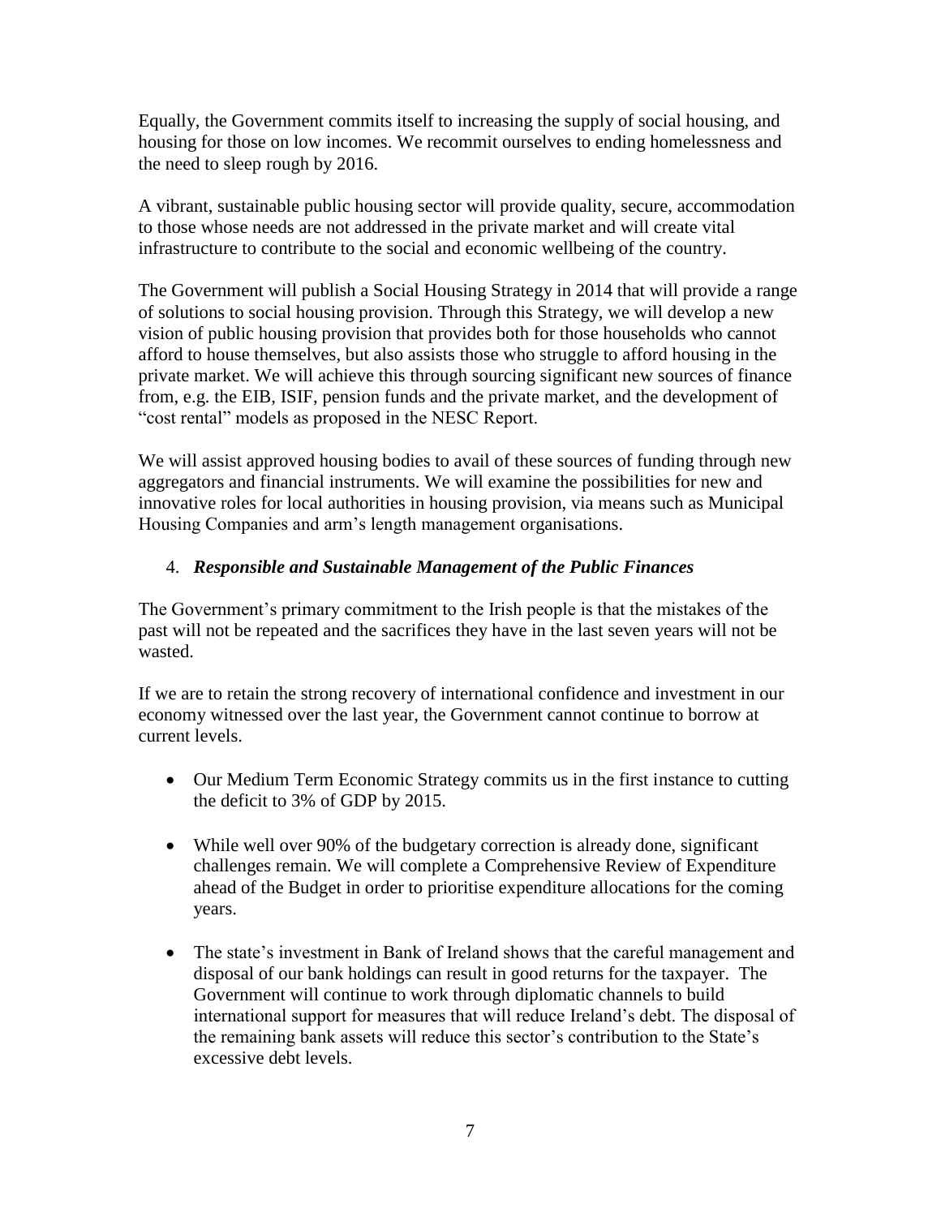Equally, the Government commits itself to increasing the supply of social housing, and housing for those on low incomes. We recommit ourselves to ending homelessness and the need to sleep rough by 2016.

A vibrant, sustainable public housing sector will provide quality, secure, accommodation to those whose needs are not addressed in the private market and will create vital infrastructure to contribute to the social and economic wellbeing of the country.

The Government will publish a Social Housing Strategy in 2014 that will provide a range of solutions to social housing provision. Through this Strategy, we will develop a new vision of public housing provision that provides both for those households who cannot afford to house themselves, but also assists those who struggle to afford housing in the private market. We will achieve this through sourcing significant new sources of finance from, e.g. the EIB, ISIF, pension funds and the private market, and the development of "cost rental" models as proposed in the NESC Report.

We will assist approved housing bodies to avail of these sources of funding through new aggregators and financial instruments. We will examine the possibilities for new and innovative roles for local authorities in housing provision, via means such as Municipal Housing Companies and arm's length management organisations.

4. ***Responsible and Sustainable Management of the Public Finances***

The Government's primary commitment to the Irish people is that the mistakes of the past will not be repeated and the sacrifices they have in the last seven years will not be wasted.

If we are to retain the strong recovery of international confidence and investment in our economy witnessed over the last year, the Government cannot continue to borrow at current levels.

- Our Medium Term Economic Strategy commits us in the first instance to cutting the deficit to 3% of GDP by 2015.

- While well over 90% of the budgetary correction is already done, significant challenges remain. We will complete a Comprehensive Review of Expenditure ahead of the Budget in order to prioritise expenditure allocations for the coming years.

- The state's investment in Bank of Ireland shows that the careful management and disposal of our bank holdings can result in good returns for the taxpayer. The Government will continue to work through diplomatic channels to build international support for measures that will reduce Ireland's debt. The disposal of the remaining bank assets will reduce this sector's contribution to the State's excessive debt levels.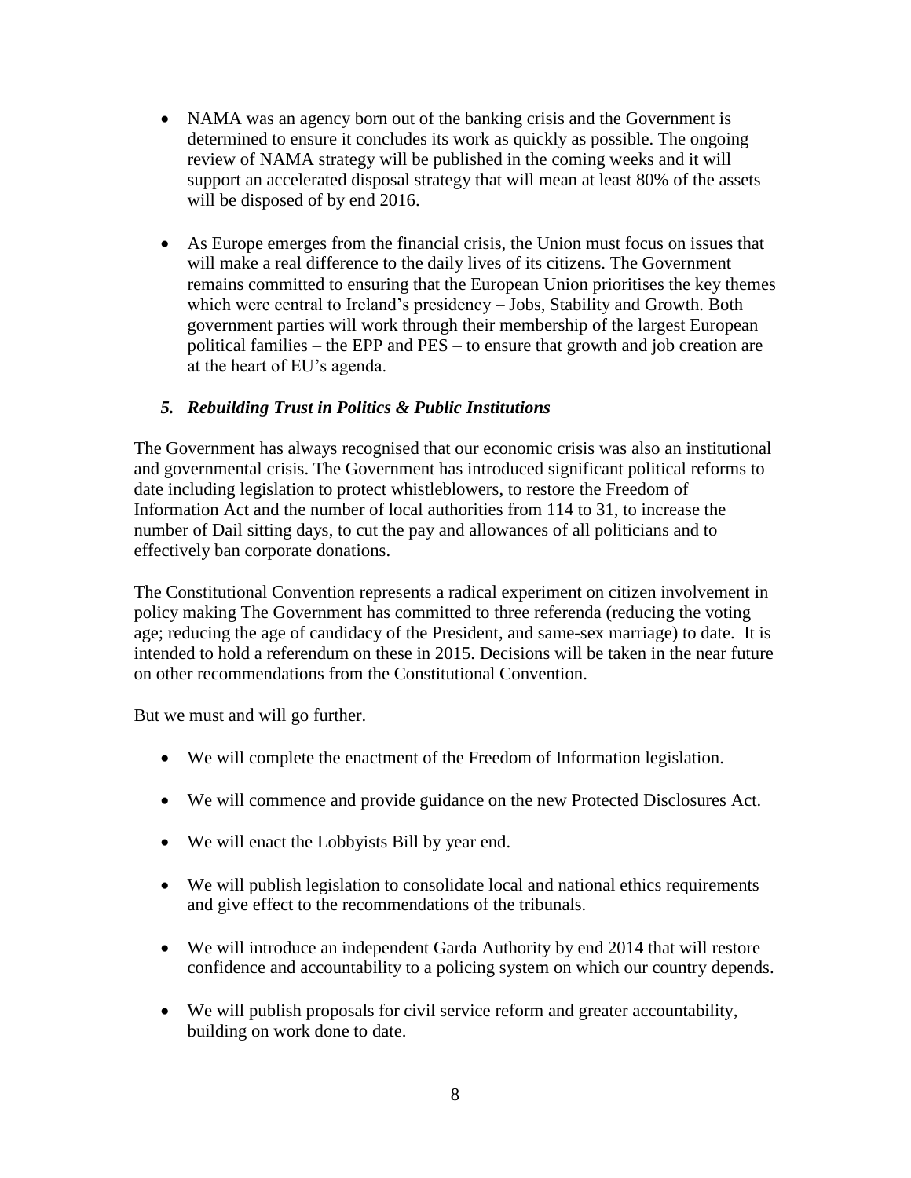- NAMA was an agency born out of the banking crisis and the Government is determined to ensure it concludes its work as quickly as possible. The ongoing review of NAMA strategy will be published in the coming weeks and it will support an accelerated disposal strategy that will mean at least 80% of the assets will be disposed of by end 2016.

- As Europe emerges from the financial crisis, the Union must focus on issues that will make a real difference to the daily lives of its citizens. The Government remains committed to ensuring that the European Union prioritises the key themes which were central to Ireland's presidency – Jobs, Stability and Growth. Both government parties will work through their membership of the largest European political families – the EPP and PES – to ensure that growth and job creation are at the heart of EU's agenda.

### *5. Rebuilding Trust in Politics & Public Institutions*

The Government has always recognised that our economic crisis was also an institutional and governmental crisis. The Government has introduced significant political reforms to date including legislation to protect whistleblowers, to restore the Freedom of Information Act and the number of local authorities from 114 to 31, to increase the number of Dail sitting days, to cut the pay and allowances of all politicians and to effectively ban corporate donations.

The Constitutional Convention represents a radical experiment on citizen involvement in policy making The Government has committed to three referenda (reducing the voting age; reducing the age of candidacy of the President, and same-sex marriage) to date. It is intended to hold a referendum on these in 2015. Decisions will be taken in the near future on other recommendations from the Constitutional Convention.

But we must and will go further.

- We will complete the enactment of the Freedom of Information legislation.

- We will commence and provide guidance on the new Protected Disclosures Act.

- We will enact the Lobbyists Bill by year end.

- We will publish legislation to consolidate local and national ethics requirements and give effect to the recommendations of the tribunals.

- We will introduce an independent Garda Authority by end 2014 that will restore confidence and accountability to a policing system on which our country depends.

- We will publish proposals for civil service reform and greater accountability, building on work done to date.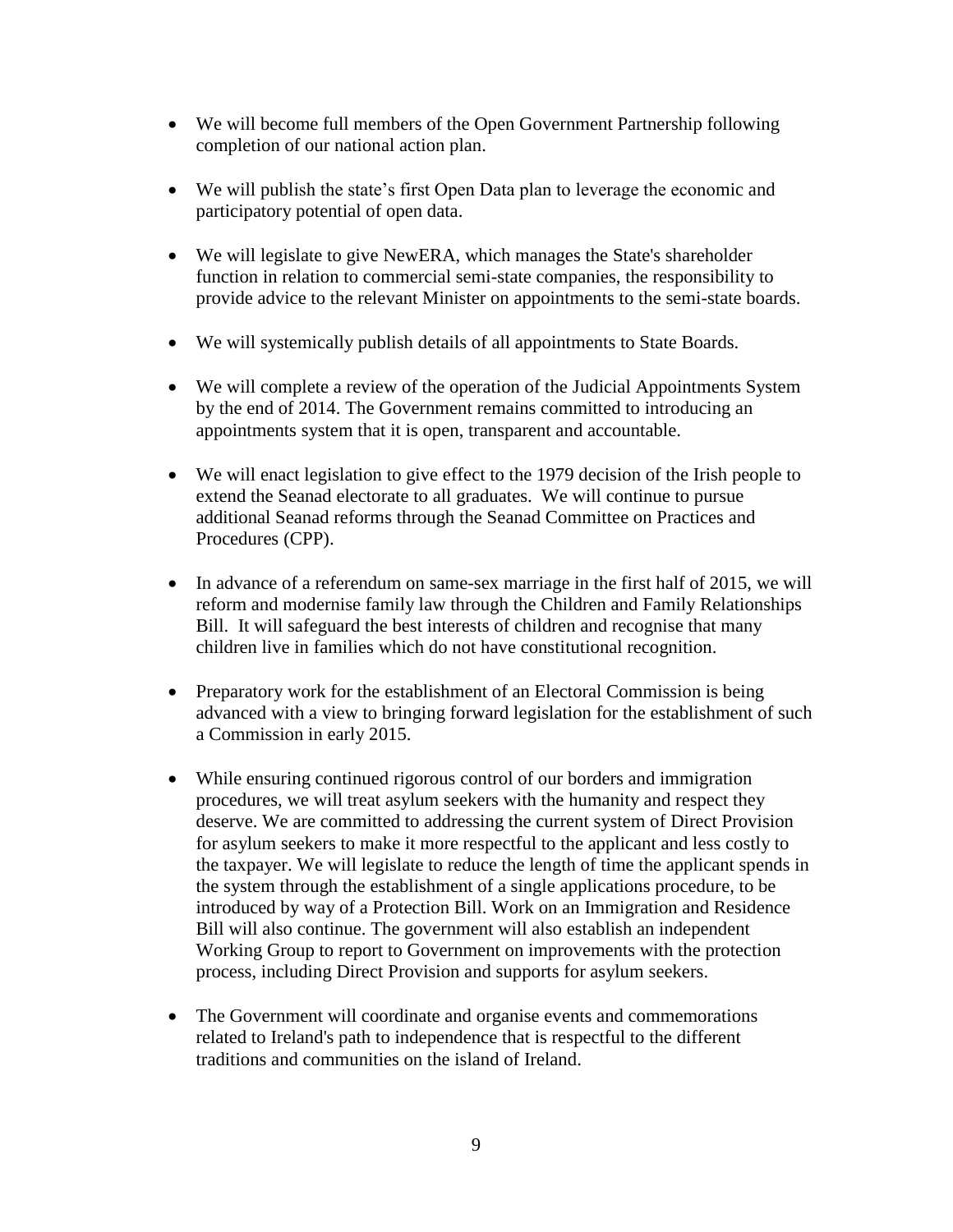- We will become full members of the Open Government Partnership following completion of our national action plan.

- We will publish the state's first Open Data plan to leverage the economic and participatory potential of open data.

- We will legislate to give NewERA, which manages the State's shareholder function in relation to commercial semi-state companies, the responsibility to provide advice to the relevant Minister on appointments to the semi-state boards.

- We will systemically publish details of all appointments to State Boards.

- We will complete a review of the operation of the Judicial Appointments System by the end of 2014. The Government remains committed to introducing an appointments system that it is open, transparent and accountable.

- We will enact legislation to give effect to the 1979 decision of the Irish people to extend the Seanad electorate to all graduates. We will continue to pursue additional Seanad reforms through the Seanad Committee on Practices and Procedures (CPP).

- In advance of a referendum on same-sex marriage in the first half of 2015, we will reform and modernise family law through the Children and Family Relationships Bill. It will safeguard the best interests of children and recognise that many children live in families which do not have constitutional recognition.

- Preparatory work for the establishment of an Electoral Commission is being advanced with a view to bringing forward legislation for the establishment of such a Commission in early 2015.

- While ensuring continued rigorous control of our borders and immigration procedures, we will treat asylum seekers with the humanity and respect they deserve. We are committed to addressing the current system of Direct Provision for asylum seekers to make it more respectful to the applicant and less costly to the taxpayer. We will legislate to reduce the length of time the applicant spends in the system through the establishment of a single applications procedure, to be introduced by way of a Protection Bill. Work on an Immigration and Residence Bill will also continue. The government will also establish an independent Working Group to report to Government on improvements with the protection process, including Direct Provision and supports for asylum seekers.

- The Government will coordinate and organise events and commemorations related to Ireland's path to independence that is respectful to the different traditions and communities on the island of Ireland.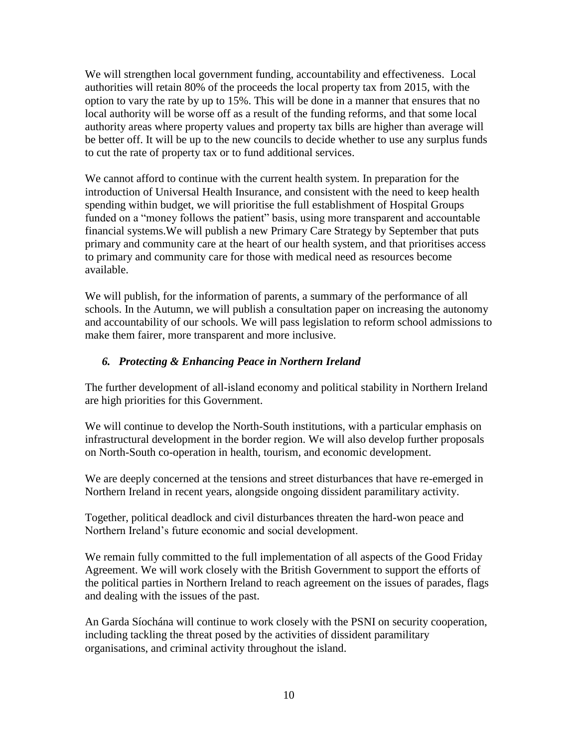We will strengthen local government funding, accountability and effectiveness. Local authorities will retain 80% of the proceeds the local property tax from 2015, with the option to vary the rate by up to 15%. This will be done in a manner that ensures that no local authority will be worse off as a result of the funding reforms, and that some local authority areas where property values and property tax bills are higher than average will be better off. It will be up to the new councils to decide whether to use any surplus funds to cut the rate of property tax or to fund additional services.

We cannot afford to continue with the current health system. In preparation for the introduction of Universal Health Insurance, and consistent with the need to keep health spending within budget, we will prioritise the full establishment of Hospital Groups funded on a "money follows the patient" basis, using more transparent and accountable financial systems.We will publish a new Primary Care Strategy by September that puts primary and community care at the heart of our health system, and that prioritises access to primary and community care for those with medical need as resources become available.

We will publish, for the information of parents, a summary of the performance of all schools. In the Autumn, we will publish a consultation paper on increasing the autonomy and accountability of our schools. We will pass legislation to reform school admissions to make them fairer, more transparent and more inclusive.

### *6. Protecting & Enhancing Peace in Northern Ireland*

The further development of all-island economy and political stability in Northern Ireland are high priorities for this Government.

We will continue to develop the North-South institutions, with a particular emphasis on infrastructural development in the border region. We will also develop further proposals on North-South co-operation in health, tourism, and economic development.

We are deeply concerned at the tensions and street disturbances that have re-emerged in Northern Ireland in recent years, alongside ongoing dissident paramilitary activity.

Together, political deadlock and civil disturbances threaten the hard-won peace and Northern Ireland's future economic and social development.

We remain fully committed to the full implementation of all aspects of the Good Friday Agreement. We will work closely with the British Government to support the efforts of the political parties in Northern Ireland to reach agreement on the issues of parades, flags and dealing with the issues of the past.

An Garda Síochána will continue to work closely with the PSNI on security cooperation, including tackling the threat posed by the activities of dissident paramilitary organisations, and criminal activity throughout the island.